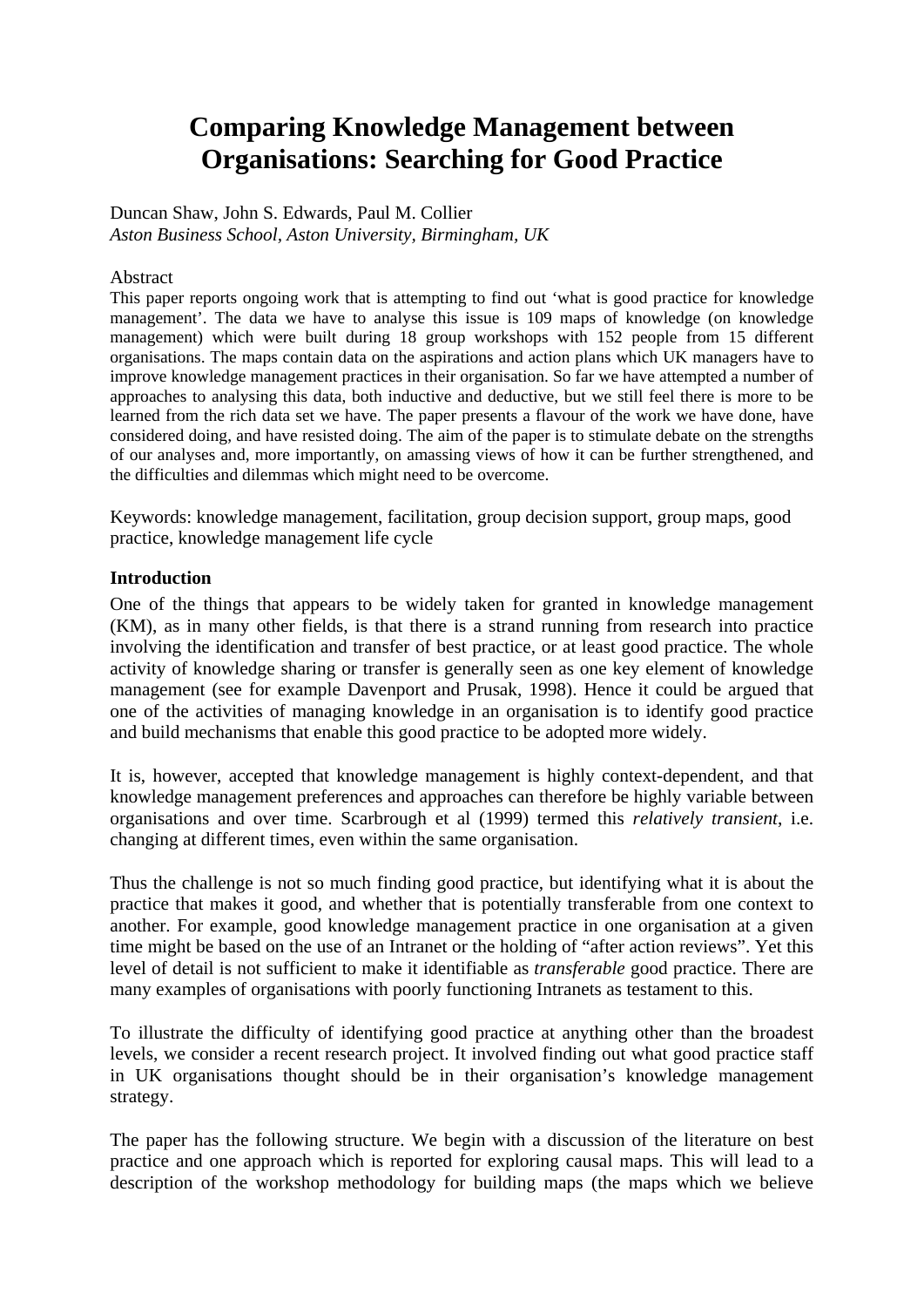# Comparing Knowledge Management between Organisations: Searching for Good Practice

Duncan Shaw, John S. Edwards, Paul M. Collier
*Aston Business School, Aston University, Birmingham, UK*

Abstract

This paper reports ongoing work that is attempting to find out 'what is good practice for knowledge management'. The data we have to analyse this issue is 109 maps of knowledge (on knowledge management) which were built during 18 group workshops with 152 people from 15 different organisations. The maps contain data on the aspirations and action plans which UK managers have to improve knowledge management practices in their organisation. So far we have attempted a number of approaches to analysing this data, both inductive and deductive, but we still feel there is more to be learned from the rich data set we have. The paper presents a flavour of the work we have done, have considered doing, and have resisted doing. The aim of the paper is to stimulate debate on the strengths of our analyses and, more importantly, on amassing views of how it can be further strengthened, and the difficulties and dilemmas which might need to be overcome.

Keywords: knowledge management, facilitation, group decision support, group maps, good practice, knowledge management life cycle

**Introduction**

One of the things that appears to be widely taken for granted in knowledge management (KM), as in many other fields, is that there is a strand running from research into practice involving the identification and transfer of best practice, or at least good practice. The whole activity of knowledge sharing or transfer is generally seen as one key element of knowledge management (see for example Davenport and Prusak, 1998). Hence it could be argued that one of the activities of managing knowledge in an organisation is to identify good practice and build mechanisms that enable this good practice to be adopted more widely.

It is, however, accepted that knowledge management is highly context-dependent, and that knowledge management preferences and approaches can therefore be highly variable between organisations and over time. Scarbrough et al (1999) termed this *relatively transient*, i.e. changing at different times, even within the same organisation.

Thus the challenge is not so much finding good practice, but identifying what it is about the practice that makes it good, and whether that is potentially transferable from one context to another. For example, good knowledge management practice in one organisation at a given time might be based on the use of an Intranet or the holding of "after action reviews". Yet this level of detail is not sufficient to make it identifiable as *transferable* good practice. There are many examples of organisations with poorly functioning Intranets as testament to this.

To illustrate the difficulty of identifying good practice at anything other than the broadest levels, we consider a recent research project. It involved finding out what good practice staff in UK organisations thought should be in their organisation's knowledge management strategy.

The paper has the following structure. We begin with a discussion of the literature on best practice and one approach which is reported for exploring causal maps. This will lead to a description of the workshop methodology for building maps (the maps which we believe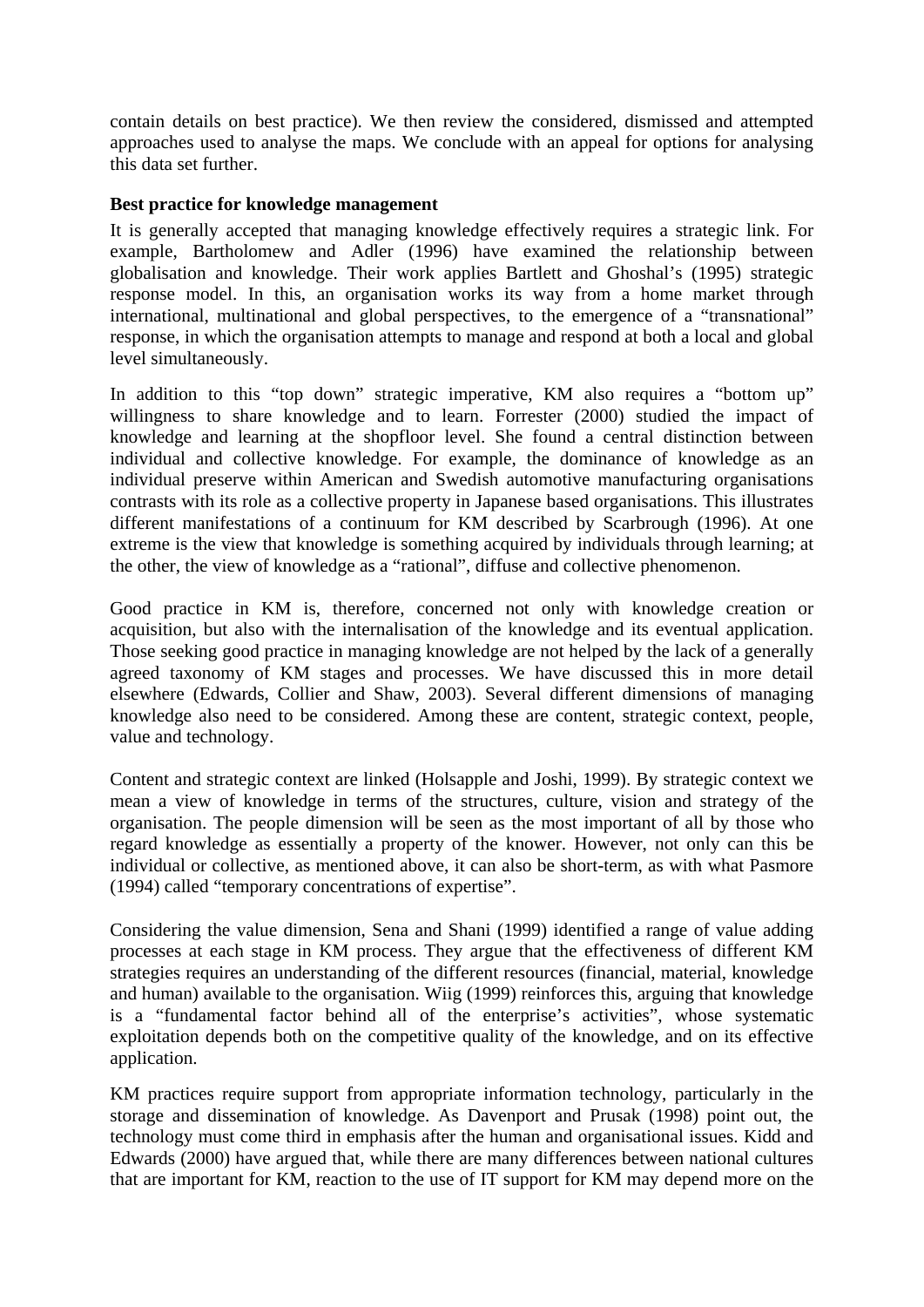contain details on best practice). We then review the considered, dismissed and attempted approaches used to analyse the maps. We conclude with an appeal for options for analysing this data set further.

**Best practice for knowledge management**

It is generally accepted that managing knowledge effectively requires a strategic link. For example, Bartholomew and Adler (1996) have examined the relationship between globalisation and knowledge. Their work applies Bartlett and Ghoshal's (1995) strategic response model. In this, an organisation works its way from a home market through international, multinational and global perspectives, to the emergence of a "transnational" response, in which the organisation attempts to manage and respond at both a local and global level simultaneously.

In addition to this "top down" strategic imperative, KM also requires a "bottom up" willingness to share knowledge and to learn. Forrester (2000) studied the impact of knowledge and learning at the shopfloor level. She found a central distinction between individual and collective knowledge. For example, the dominance of knowledge as an individual preserve within American and Swedish automotive manufacturing organisations contrasts with its role as a collective property in Japanese based organisations. This illustrates different manifestations of a continuum for KM described by Scarbrough (1996). At one extreme is the view that knowledge is something acquired by individuals through learning; at the other, the view of knowledge as a "rational", diffuse and collective phenomenon.

Good practice in KM is, therefore, concerned not only with knowledge creation or acquisition, but also with the internalisation of the knowledge and its eventual application. Those seeking good practice in managing knowledge are not helped by the lack of a generally agreed taxonomy of KM stages and processes. We have discussed this in more detail elsewhere (Edwards, Collier and Shaw, 2003). Several different dimensions of managing knowledge also need to be considered. Among these are content, strategic context, people, value and technology.

Content and strategic context are linked (Holsapple and Joshi, 1999). By strategic context we mean a view of knowledge in terms of the structures, culture, vision and strategy of the organisation. The people dimension will be seen as the most important of all by those who regard knowledge as essentially a property of the knower. However, not only can this be individual or collective, as mentioned above, it can also be short-term, as with what Pasmore (1994) called "temporary concentrations of expertise".

Considering the value dimension, Sena and Shani (1999) identified a range of value adding processes at each stage in KM process. They argue that the effectiveness of different KM strategies requires an understanding of the different resources (financial, material, knowledge and human) available to the organisation. Wiig (1999) reinforces this, arguing that knowledge is a "fundamental factor behind all of the enterprise's activities", whose systematic exploitation depends both on the competitive quality of the knowledge, and on its effective application.

KM practices require support from appropriate information technology, particularly in the storage and dissemination of knowledge. As Davenport and Prusak (1998) point out, the technology must come third in emphasis after the human and organisational issues. Kidd and Edwards (2000) have argued that, while there are many differences between national cultures that are important for KM, reaction to the use of IT support for KM may depend more on the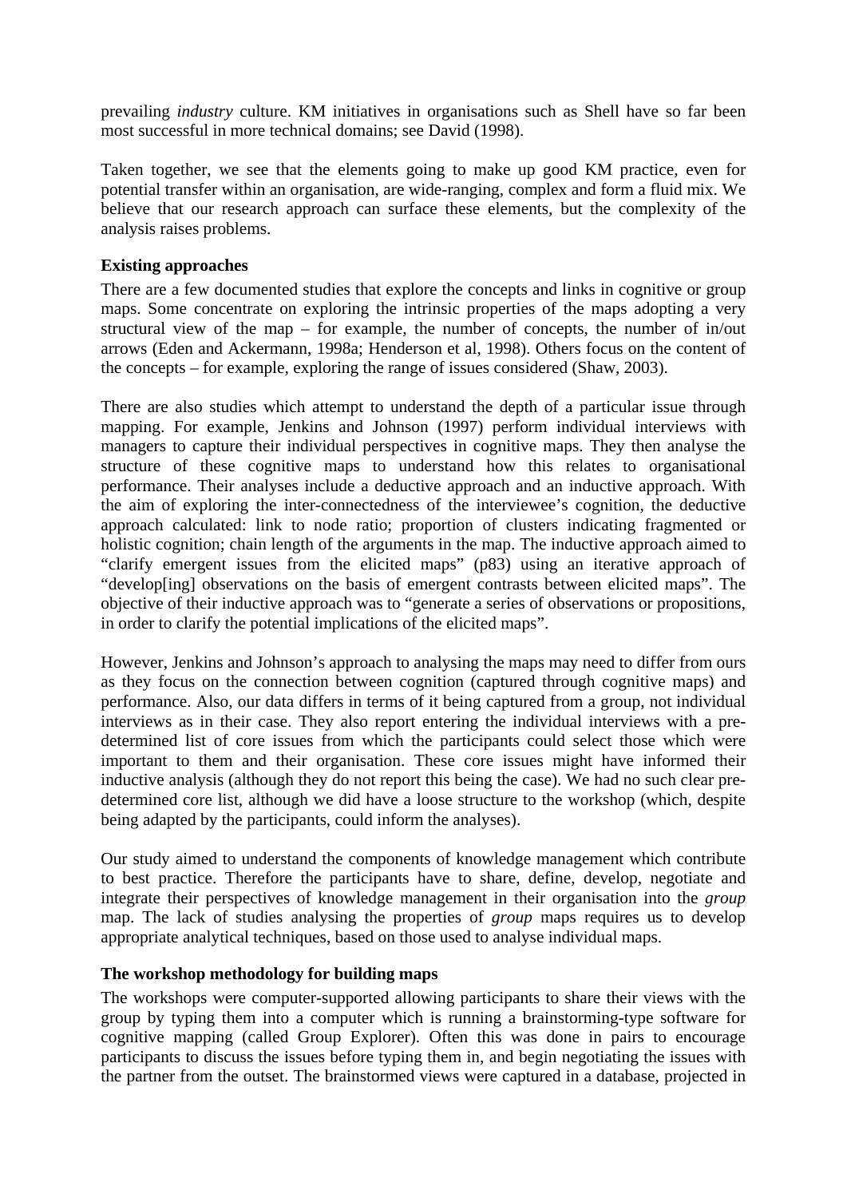prevailing *industry* culture. KM initiatives in organisations such as Shell have so far been most successful in more technical domains; see David (1998).

Taken together, we see that the elements going to make up good KM practice, even for potential transfer within an organisation, are wide-ranging, complex and form a fluid mix. We believe that our research approach can surface these elements, but the complexity of the analysis raises problems.

**Existing approaches**

There are a few documented studies that explore the concepts and links in cognitive or group maps. Some concentrate on exploring the intrinsic properties of the maps adopting a very structural view of the map – for example, the number of concepts, the number of in/out arrows (Eden and Ackermann, 1998a; Henderson et al, 1998). Others focus on the content of the concepts – for example, exploring the range of issues considered (Shaw, 2003).

There are also studies which attempt to understand the depth of a particular issue through mapping. For example, Jenkins and Johnson (1997) perform individual interviews with managers to capture their individual perspectives in cognitive maps. They then analyse the structure of these cognitive maps to understand how this relates to organisational performance. Their analyses include a deductive approach and an inductive approach. With the aim of exploring the inter-connectedness of the interviewee's cognition, the deductive approach calculated: link to node ratio; proportion of clusters indicating fragmented or holistic cognition; chain length of the arguments in the map. The inductive approach aimed to "clarify emergent issues from the elicited maps" (p83) using an iterative approach of "develop[ing] observations on the basis of emergent contrasts between elicited maps". The objective of their inductive approach was to "generate a series of observations or propositions, in order to clarify the potential implications of the elicited maps".

However, Jenkins and Johnson's approach to analysing the maps may need to differ from ours as they focus on the connection between cognition (captured through cognitive maps) and performance. Also, our data differs in terms of it being captured from a group, not individual interviews as in their case. They also report entering the individual interviews with a pre-determined list of core issues from which the participants could select those which were important to them and their organisation. These core issues might have informed their inductive analysis (although they do not report this being the case). We had no such clear pre-determined core list, although we did have a loose structure to the workshop (which, despite being adapted by the participants, could inform the analyses).

Our study aimed to understand the components of knowledge management which contribute to best practice. Therefore the participants have to share, define, develop, negotiate and integrate their perspectives of knowledge management in their organisation into the *group* map. The lack of studies analysing the properties of *group* maps requires us to develop appropriate analytical techniques, based on those used to analyse individual maps.

**The workshop methodology for building maps**

The workshops were computer-supported allowing participants to share their views with the group by typing them into a computer which is running a brainstorming-type software for cognitive mapping (called Group Explorer). Often this was done in pairs to encourage participants to discuss the issues before typing them in, and begin negotiating the issues with the partner from the outset. The brainstormed views were captured in a database, projected in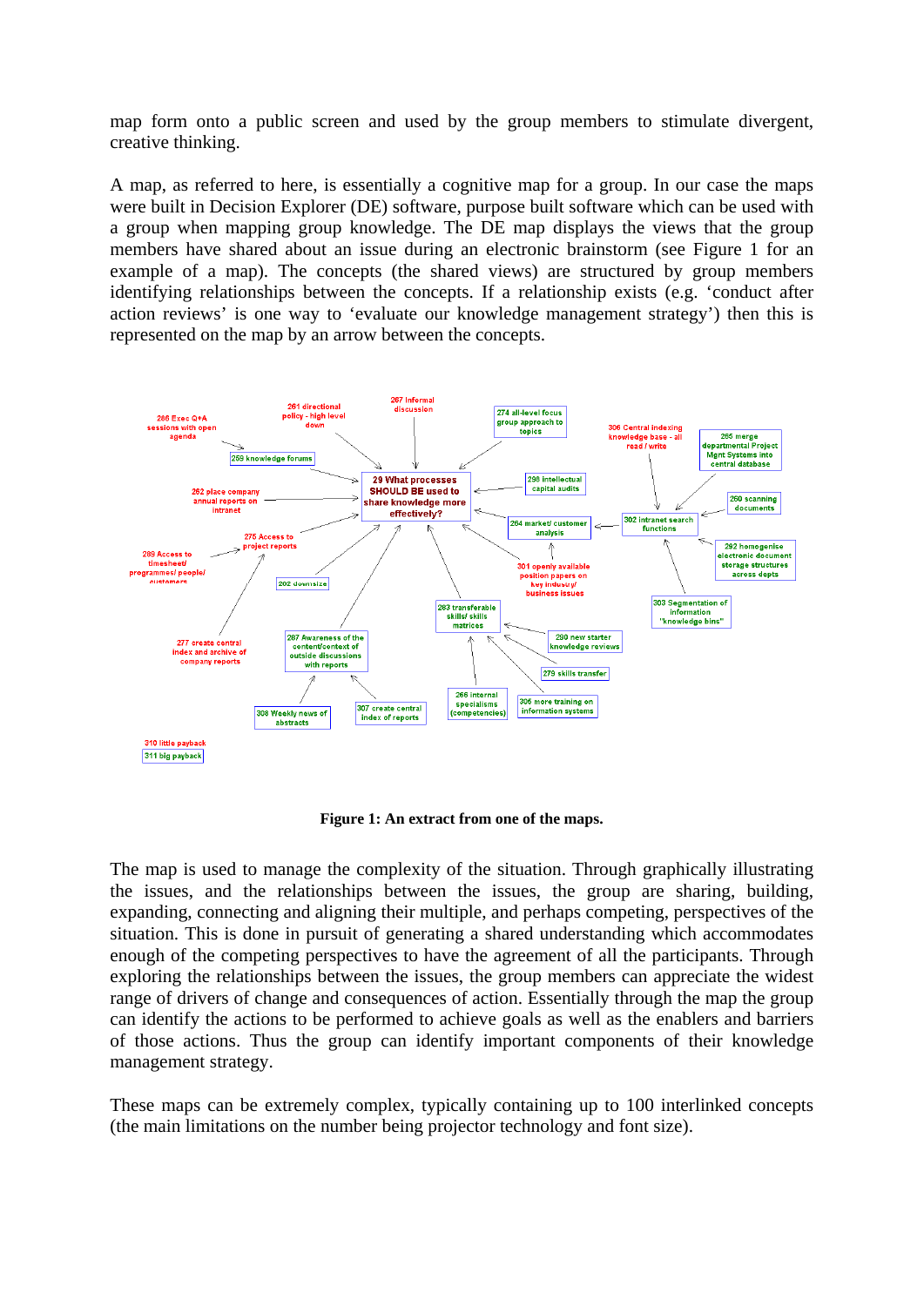map form onto a public screen and used by the group members to stimulate divergent, creative thinking.

A map, as referred to here, is essentially a cognitive map for a group. In our case the maps were built in Decision Explorer (DE) software, purpose built software which can be used with a group when mapping group knowledge. The DE map displays the views that the group members have shared about an issue during an electronic brainstorm (see Figure 1 for an example of a map). The concepts (the shared views) are structured by group members identifying relationships between the concepts. If a relationship exists (e.g. 'conduct after action reviews' is one way to 'evaluate our knowledge management strategy') then this is represented on the map by an arrow between the concepts.

**Figure 1: An extract from one of the maps.**

The map is used to manage the complexity of the situation. Through graphically illustrating the issues, and the relationships between the issues, the group are sharing, building, expanding, connecting and aligning their multiple, and perhaps competing, perspectives of the situation. This is done in pursuit of generating a shared understanding which accommodates enough of the competing perspectives to have the agreement of all the participants. Through exploring the relationships between the issues, the group members can appreciate the widest range of drivers of change and consequences of action. Essentially through the map the group can identify the actions to be performed to achieve goals as well as the enablers and barriers of those actions. Thus the group can identify important components of their knowledge management strategy.

These maps can be extremely complex, typically containing up to 100 interlinked concepts (the main limitations on the number being projector technology and font size).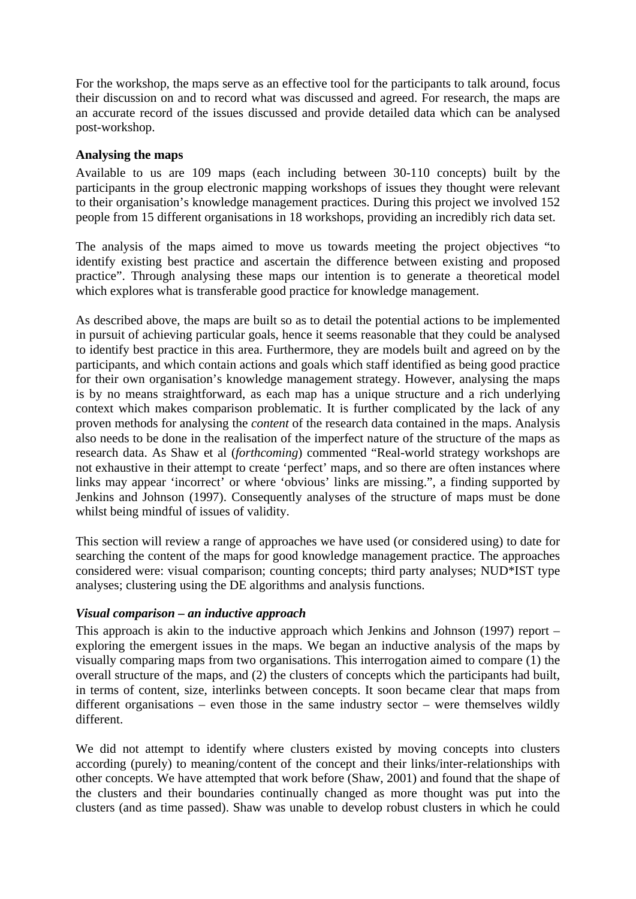For the workshop, the maps serve as an effective tool for the participants to talk around, focus their discussion on and to record what was discussed and agreed. For research, the maps are an accurate record of the issues discussed and provide detailed data which can be analysed post-workshop.

**Analysing the maps**

Available to us are 109 maps (each including between 30-110 concepts) built by the participants in the group electronic mapping workshops of issues they thought were relevant to their organisation's knowledge management practices. During this project we involved 152 people from 15 different organisations in 18 workshops, providing an incredibly rich data set.

The analysis of the maps aimed to move us towards meeting the project objectives "to identify existing best practice and ascertain the difference between existing and proposed practice". Through analysing these maps our intention is to generate a theoretical model which explores what is transferable good practice for knowledge management.

As described above, the maps are built so as to detail the potential actions to be implemented in pursuit of achieving particular goals, hence it seems reasonable that they could be analysed to identify best practice in this area. Furthermore, they are models built and agreed on by the participants, and which contain actions and goals which staff identified as being good practice for their own organisation's knowledge management strategy. However, analysing the maps is by no means straightforward, as each map has a unique structure and a rich underlying context which makes comparison problematic. It is further complicated by the lack of any proven methods for analysing the *content* of the research data contained in the maps. Analysis also needs to be done in the realisation of the imperfect nature of the structure of the maps as research data. As Shaw et al (*forthcoming*) commented "Real-world strategy workshops are not exhaustive in their attempt to create 'perfect' maps, and so there are often instances where links may appear 'incorrect' or where 'obvious' links are missing.", a finding supported by Jenkins and Johnson (1997). Consequently analyses of the structure of maps must be done whilst being mindful of issues of validity.

This section will review a range of approaches we have used (or considered using) to date for searching the content of the maps for good knowledge management practice. The approaches considered were: visual comparison; counting concepts; third party analyses; NUD*IST type analyses; clustering using the DE algorithms and analysis functions.

***Visual comparison – an inductive approach***

This approach is akin to the inductive approach which Jenkins and Johnson (1997) report – exploring the emergent issues in the maps. We began an inductive analysis of the maps by visually comparing maps from two organisations. This interrogation aimed to compare (1) the overall structure of the maps, and (2) the clusters of concepts which the participants had built, in terms of content, size, interlinks between concepts. It soon became clear that maps from different organisations – even those in the same industry sector – were themselves wildly different.

We did not attempt to identify where clusters existed by moving concepts into clusters according (purely) to meaning/content of the concept and their links/inter-relationships with other concepts. We have attempted that work before (Shaw, 2001) and found that the shape of the clusters and their boundaries continually changed as more thought was put into the clusters (and as time passed). Shaw was unable to develop robust clusters in which he could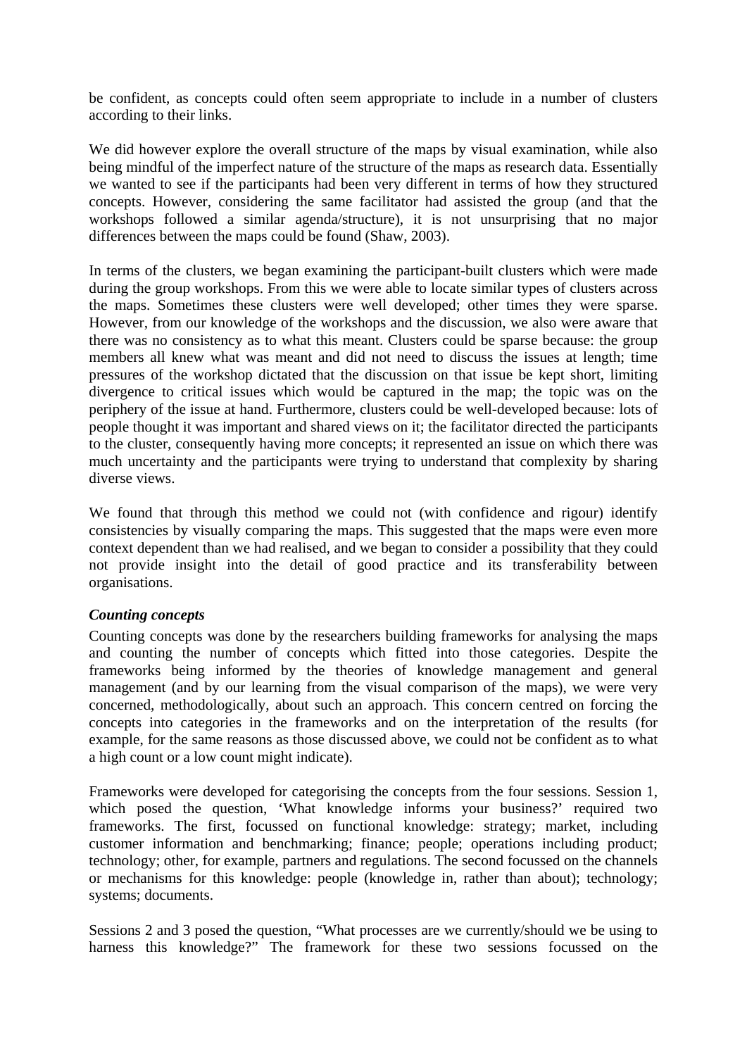be confident, as concepts could often seem appropriate to include in a number of clusters according to their links.

We did however explore the overall structure of the maps by visual examination, while also being mindful of the imperfect nature of the structure of the maps as research data. Essentially we wanted to see if the participants had been very different in terms of how they structured concepts. However, considering the same facilitator had assisted the group (and that the workshops followed a similar agenda/structure), it is not unsurprising that no major differences between the maps could be found (Shaw, 2003).

In terms of the clusters, we began examining the participant-built clusters which were made during the group workshops. From this we were able to locate similar types of clusters across the maps. Sometimes these clusters were well developed; other times they were sparse. However, from our knowledge of the workshops and the discussion, we also were aware that there was no consistency as to what this meant. Clusters could be sparse because: the group members all knew what was meant and did not need to discuss the issues at length; time pressures of the workshop dictated that the discussion on that issue be kept short, limiting divergence to critical issues which would be captured in the map; the topic was on the periphery of the issue at hand. Furthermore, clusters could be well-developed because: lots of people thought it was important and shared views on it; the facilitator directed the participants to the cluster, consequently having more concepts; it represented an issue on which there was much uncertainty and the participants were trying to understand that complexity by sharing diverse views.

We found that through this method we could not (with confidence and rigour) identify consistencies by visually comparing the maps. This suggested that the maps were even more context dependent than we had realised, and we began to consider a possibility that they could not provide insight into the detail of good practice and its transferability between organisations.

***Counting concepts***

Counting concepts was done by the researchers building frameworks for analysing the maps and counting the number of concepts which fitted into those categories. Despite the frameworks being informed by the theories of knowledge management and general management (and by our learning from the visual comparison of the maps), we were very concerned, methodologically, about such an approach. This concern centred on forcing the concepts into categories in the frameworks and on the interpretation of the results (for example, for the same reasons as those discussed above, we could not be confident as to what a high count or a low count might indicate).

Frameworks were developed for categorising the concepts from the four sessions. Session 1, which posed the question, ‘What knowledge informs your business?’ required two frameworks. The first, focussed on functional knowledge: strategy; market, including customer information and benchmarking; finance; people; operations including product; technology; other, for example, partners and regulations. The second focussed on the channels or mechanisms for this knowledge: people (knowledge in, rather than about); technology; systems; documents.

Sessions 2 and 3 posed the question, “What processes are we currently/should we be using to harness this knowledge?” The framework for these two sessions focussed on the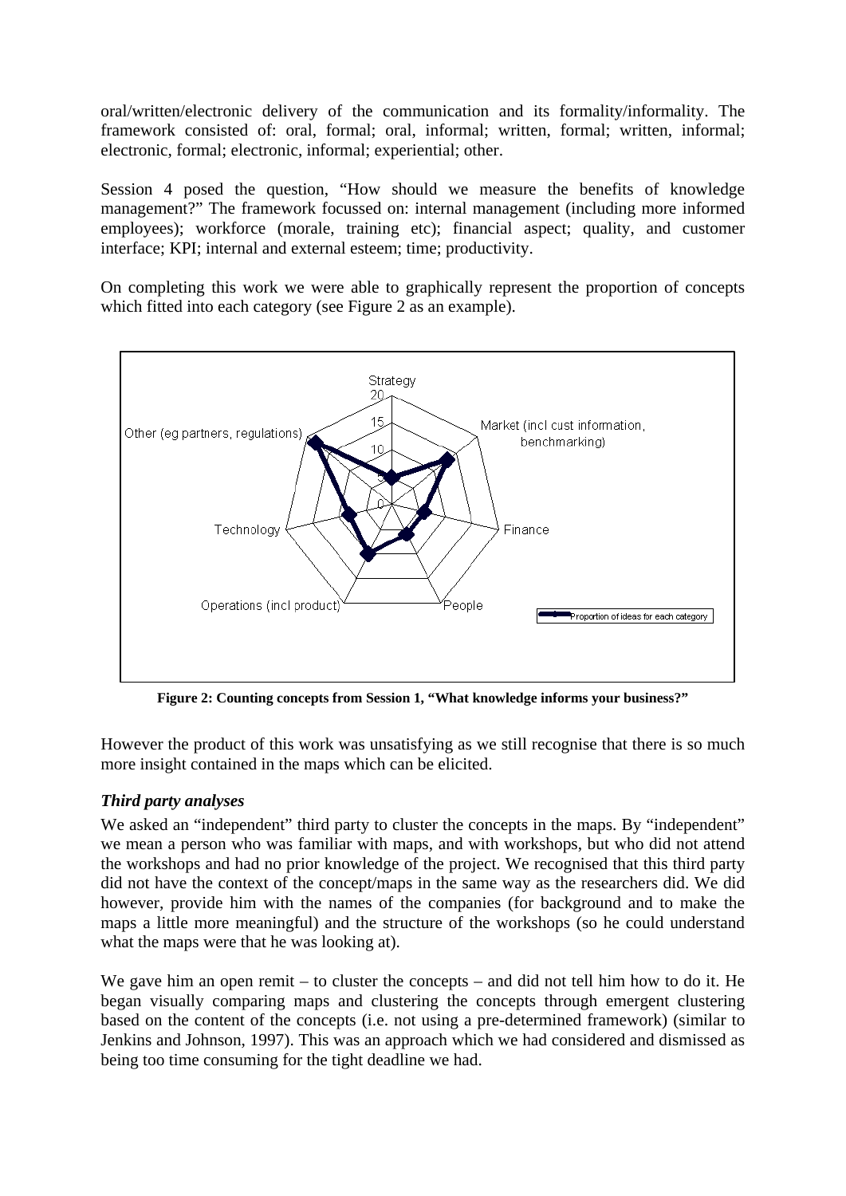oral/written/electronic delivery of the communication and its formality/informality. The framework consisted of: oral, formal; oral, informal; written, formal; written, informal; electronic, formal; electronic, informal; experiential; other.

Session 4 posed the question, "How should we measure the benefits of knowledge management?" The framework focussed on: internal management (including more informed employees); workforce (morale, training etc); financial aspect; quality, and customer interface; KPI; internal and external esteem; time; productivity.

On completing this work we were able to graphically represent the proportion of concepts which fitted into each category (see Figure 2 as an example).

**Figure 2: Counting concepts from Session 1, "What knowledge informs your business?"**

However the product of this work was unsatisfying as we still recognise that there is so much more insight contained in the maps which can be elicited.

### *Third party analyses*

We asked an "independent" third party to cluster the concepts in the maps. By "independent" we mean a person who was familiar with maps, and with workshops, but who did not attend the workshops and had no prior knowledge of the project. We recognised that this third party did not have the context of the concept/maps in the same way as the researchers did. We did however, provide him with the names of the companies (for background and to make the maps a little more meaningful) and the structure of the workshops (so he could understand what the maps were that he was looking at).

We gave him an open remit – to cluster the concepts – and did not tell him how to do it. He began visually comparing maps and clustering the concepts through emergent clustering based on the content of the concepts (i.e. not using a pre-determined framework) (similar to Jenkins and Johnson, 1997). This was an approach which we had considered and dismissed as being too time consuming for the tight deadline we had.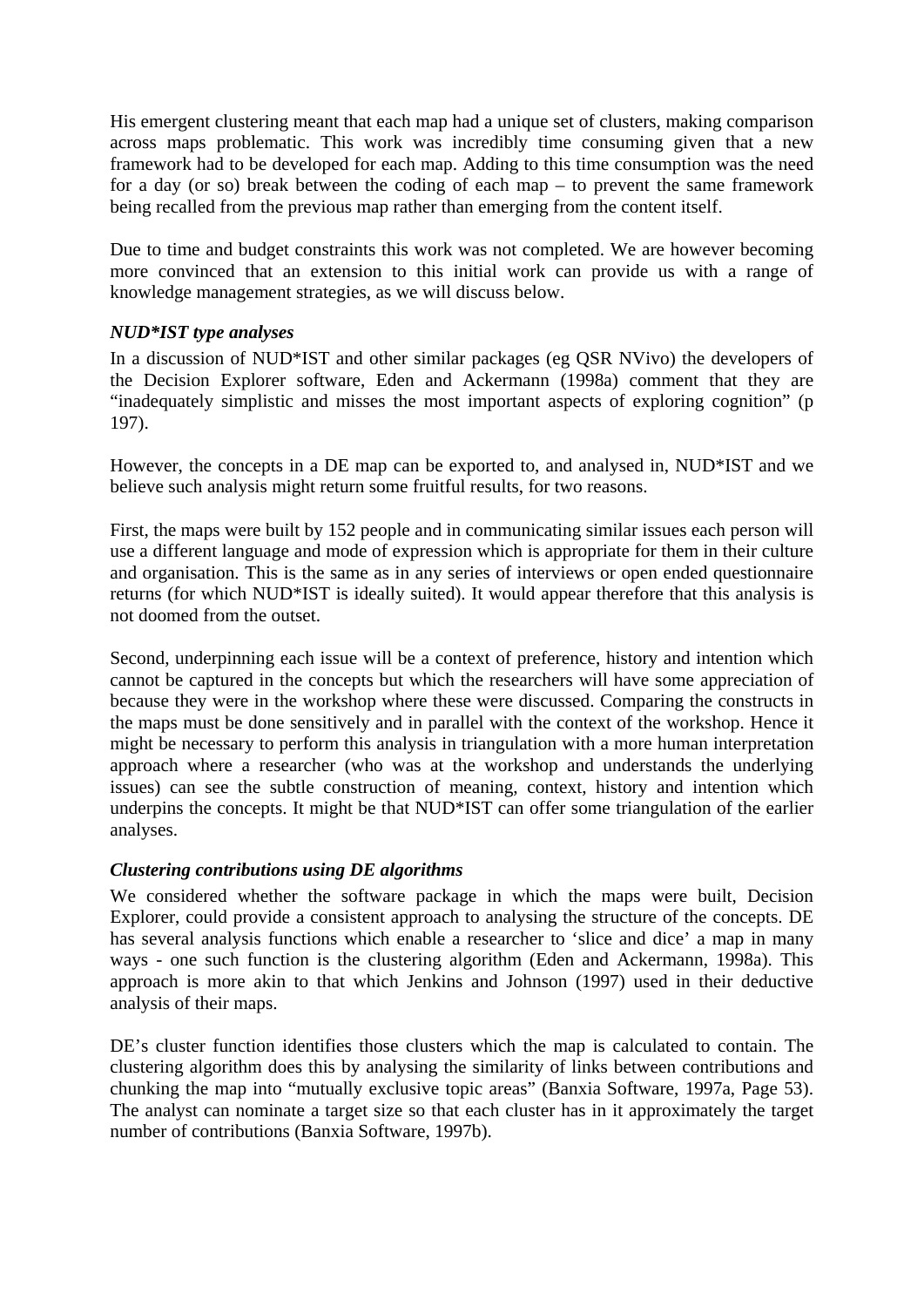His emergent clustering meant that each map had a unique set of clusters, making comparison across maps problematic. This work was incredibly time consuming given that a new framework had to be developed for each map. Adding to this time consumption was the need for a day (or so) break between the coding of each map – to prevent the same framework being recalled from the previous map rather than emerging from the content itself.

Due to time and budget constraints this work was not completed. We are however becoming more convinced that an extension to this initial work can provide us with a range of knowledge management strategies, as we will discuss below.

### *NUD*IST type analyses*

In a discussion of NUD*IST and other similar packages (eg QSR NVivo) the developers of the Decision Explorer software, Eden and Ackermann (1998a) comment that they are "inadequately simplistic and misses the most important aspects of exploring cognition" (p 197).

However, the concepts in a DE map can be exported to, and analysed in, NUD*IST and we believe such analysis might return some fruitful results, for two reasons.

First, the maps were built by 152 people and in communicating similar issues each person will use a different language and mode of expression which is appropriate for them in their culture and organisation. This is the same as in any series of interviews or open ended questionnaire returns (for which NUD*IST is ideally suited). It would appear therefore that this analysis is not doomed from the outset.

Second, underpinning each issue will be a context of preference, history and intention which cannot be captured in the concepts but which the researchers will have some appreciation of because they were in the workshop where these were discussed. Comparing the constructs in the maps must be done sensitively and in parallel with the context of the workshop. Hence it might be necessary to perform this analysis in triangulation with a more human interpretation approach where a researcher (who was at the workshop and understands the underlying issues) can see the subtle construction of meaning, context, history and intention which underpins the concepts. It might be that NUD*IST can offer some triangulation of the earlier analyses.

### *Clustering contributions using DE algorithms*

We considered whether the software package in which the maps were built, Decision Explorer, could provide a consistent approach to analysing the structure of the concepts. DE has several analysis functions which enable a researcher to 'slice and dice' a map in many ways - one such function is the clustering algorithm (Eden and Ackermann, 1998a). This approach is more akin to that which Jenkins and Johnson (1997) used in their deductive analysis of their maps.

DE's cluster function identifies those clusters which the map is calculated to contain. The clustering algorithm does this by analysing the similarity of links between contributions and chunking the map into "mutually exclusive topic areas" (Banxia Software, 1997a, Page 53). The analyst can nominate a target size so that each cluster has in it approximately the target number of contributions (Banxia Software, 1997b).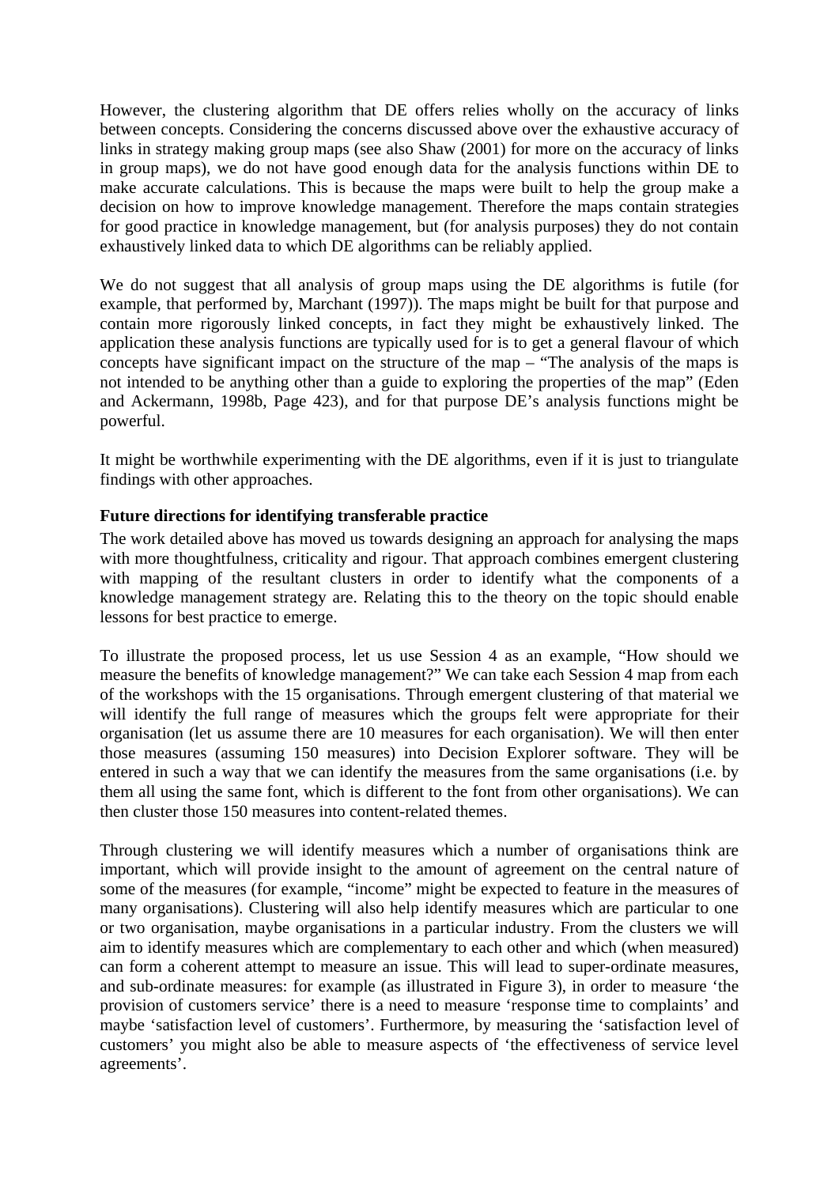However, the clustering algorithm that DE offers relies wholly on the accuracy of links between concepts. Considering the concerns discussed above over the exhaustive accuracy of links in strategy making group maps (see also Shaw (2001) for more on the accuracy of links in group maps), we do not have good enough data for the analysis functions within DE to make accurate calculations. This is because the maps were built to help the group make a decision on how to improve knowledge management. Therefore the maps contain strategies for good practice in knowledge management, but (for analysis purposes) they do not contain exhaustively linked data to which DE algorithms can be reliably applied.

We do not suggest that all analysis of group maps using the DE algorithms is futile (for example, that performed by, Marchant (1997)). The maps might be built for that purpose and contain more rigorously linked concepts, in fact they might be exhaustively linked. The application these analysis functions are typically used for is to get a general flavour of which concepts have significant impact on the structure of the map – "The analysis of the maps is not intended to be anything other than a guide to exploring the properties of the map" (Eden and Ackermann, 1998b, Page 423), and for that purpose DE's analysis functions might be powerful.

It might be worthwhile experimenting with the DE algorithms, even if it is just to triangulate findings with other approaches.

**Future directions for identifying transferable practice**

The work detailed above has moved us towards designing an approach for analysing the maps with more thoughtfulness, criticality and rigour. That approach combines emergent clustering with mapping of the resultant clusters in order to identify what the components of a knowledge management strategy are. Relating this to the theory on the topic should enable lessons for best practice to emerge.

To illustrate the proposed process, let us use Session 4 as an example, "How should we measure the benefits of knowledge management?" We can take each Session 4 map from each of the workshops with the 15 organisations. Through emergent clustering of that material we will identify the full range of measures which the groups felt were appropriate for their organisation (let us assume there are 10 measures for each organisation). We will then enter those measures (assuming 150 measures) into Decision Explorer software. They will be entered in such a way that we can identify the measures from the same organisations (i.e. by them all using the same font, which is different to the font from other organisations). We can then cluster those 150 measures into content-related themes.

Through clustering we will identify measures which a number of organisations think are important, which will provide insight to the amount of agreement on the central nature of some of the measures (for example, "income" might be expected to feature in the measures of many organisations). Clustering will also help identify measures which are particular to one or two organisation, maybe organisations in a particular industry. From the clusters we will aim to identify measures which are complementary to each other and which (when measured) can form a coherent attempt to measure an issue. This will lead to super-ordinate measures, and sub-ordinate measures: for example (as illustrated in Figure 3), in order to measure 'the provision of customers service' there is a need to measure 'response time to complaints' and maybe 'satisfaction level of customers'. Furthermore, by measuring the 'satisfaction level of customers' you might also be able to measure aspects of 'the effectiveness of service level agreements'.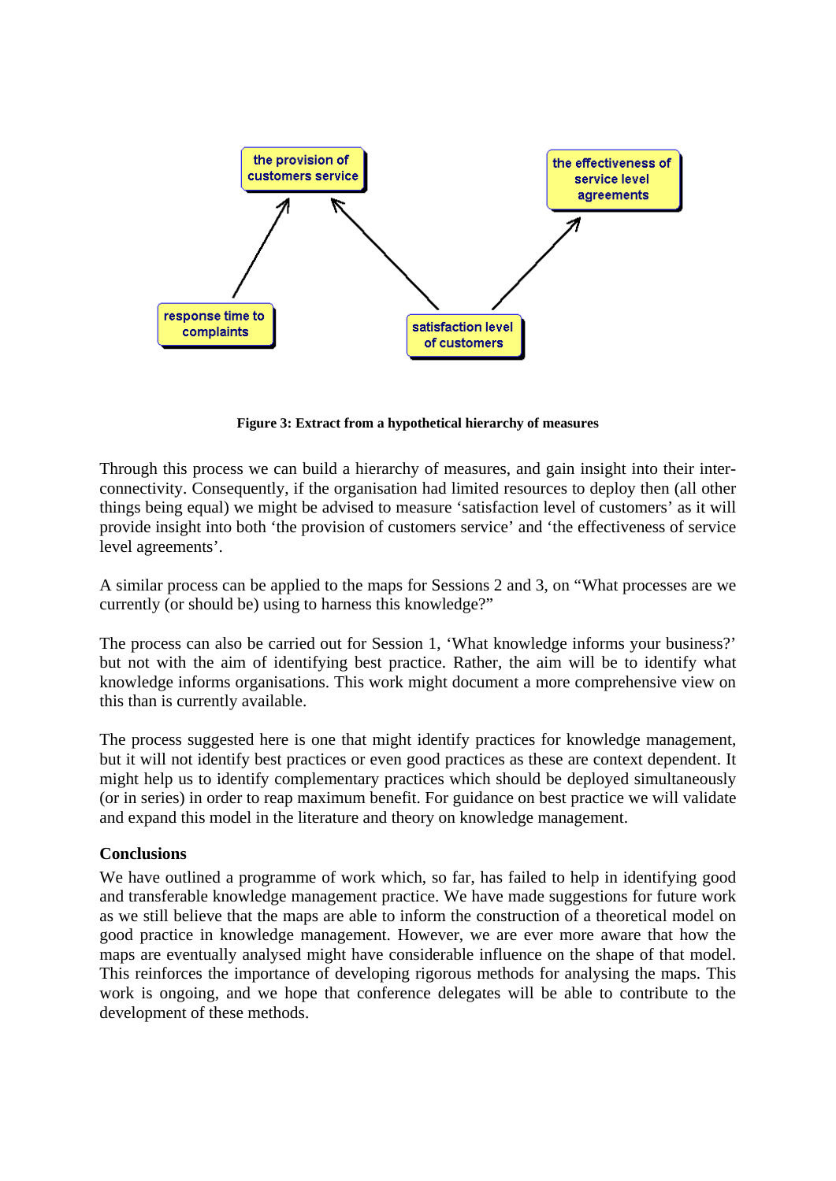**Figure 3: Extract from a hypothetical hierarchy of measures**

Through this process we can build a hierarchy of measures, and gain insight into their inter-connectivity. Consequently, if the organisation had limited resources to deploy then (all other things being equal) we might be advised to measure 'satisfaction level of customers' as it will provide insight into both 'the provision of customers service' and 'the effectiveness of service level agreements'.

A similar process can be applied to the maps for Sessions 2 and 3, on "What processes are we currently (or should be) using to harness this knowledge?"

The process can also be carried out for Session 1, 'What knowledge informs your business?' but not with the aim of identifying best practice. Rather, the aim will be to identify what knowledge informs organisations. This work might document a more comprehensive view on this than is currently available.

The process suggested here is one that might identify practices for knowledge management, but it will not identify best practices or even good practices as these are context dependent. It might help us to identify complementary practices which should be deployed simultaneously (or in series) in order to reap maximum benefit. For guidance on best practice we will validate and expand this model in the literature and theory on knowledge management.

**Conclusions**

We have outlined a programme of work which, so far, has failed to help in identifying good and transferable knowledge management practice. We have made suggestions for future work as we still believe that the maps are able to inform the construction of a theoretical model on good practice in knowledge management. However, we are ever more aware that how the maps are eventually analysed might have considerable influence on the shape of that model. This reinforces the importance of developing rigorous methods for analysing the maps. This work is ongoing, and we hope that conference delegates will be able to contribute to the development of these methods.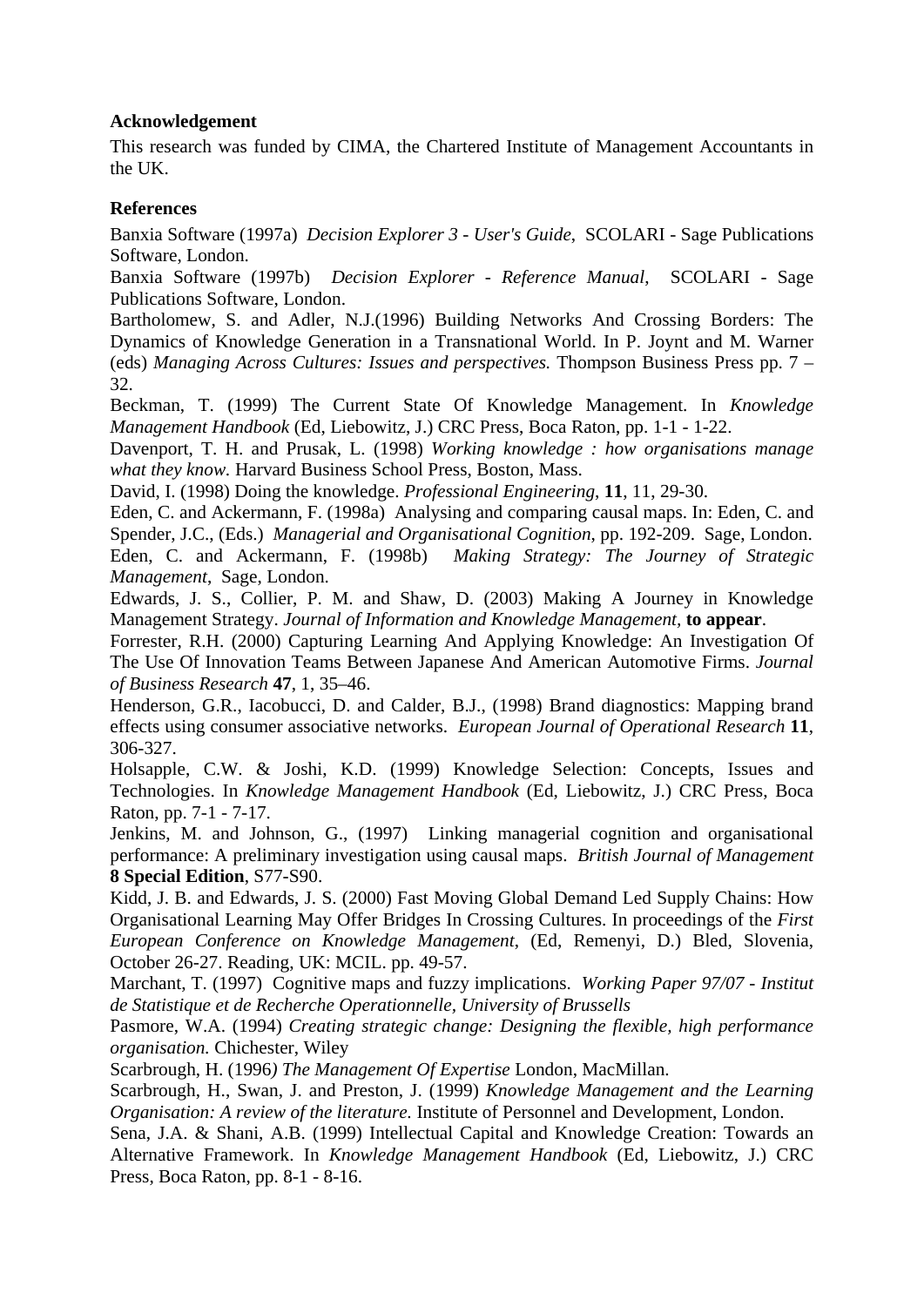**Acknowledgement**

This research was funded by CIMA, the Chartered Institute of Management Accountants in the UK.

**References**

Banxia Software (1997a) *Decision Explorer 3 - User's Guide*, SCOLARI - Sage Publications Software, London.

Banxia Software (1997b) *Decision Explorer - Reference Manual*, SCOLARI - Sage Publications Software, London.

Bartholomew, S. and Adler, N.J.(1996) Building Networks And Crossing Borders: The Dynamics of Knowledge Generation in a Transnational World. In P. Joynt and M. Warner (eds) *Managing Across Cultures: Issues and perspectives.* Thompson Business Press pp. 7 – 32.

Beckman, T. (1999) The Current State Of Knowledge Management. In *Knowledge Management Handbook* (Ed, Liebowitz, J.) CRC Press, Boca Raton, pp. 1-1 - 1-22.

Davenport, T. H. and Prusak, L. (1998) *Working knowledge : how organisations manage what they know.* Harvard Business School Press, Boston, Mass.

David, I. (1998) Doing the knowledge. *Professional Engineering*, **11**, 11, 29-30.

Eden, C. and Ackermann, F. (1998a) Analysing and comparing causal maps. In: Eden, C. and Spender, J.C., (Eds.) *Managerial and Organisational Cognition*, pp. 192-209. Sage, London.

Eden, C. and Ackermann, F. (1998b) *Making Strategy: The Journey of Strategic Management*, Sage, London.

Edwards, J. S., Collier, P. M. and Shaw, D. (2003) Making A Journey in Knowledge Management Strategy. *Journal of Information and Knowledge Management*, **to appear**.

Forrester, R.H. (2000) Capturing Learning And Applying Knowledge: An Investigation Of The Use Of Innovation Teams Between Japanese And American Automotive Firms. *Journal of Business Research* **47**, 1, 35–46.

Henderson, G.R., Iacobucci, D. and Calder, B.J., (1998) Brand diagnostics: Mapping brand effects using consumer associative networks. *European Journal of Operational Research* **11**, 306-327.

Holsapple, C.W. & Joshi, K.D. (1999) Knowledge Selection: Concepts, Issues and Technologies. In *Knowledge Management Handbook* (Ed, Liebowitz, J.) CRC Press, Boca Raton, pp. 7-1 - 7-17.

Jenkins, M. and Johnson, G., (1997) Linking managerial cognition and organisational performance: A preliminary investigation using causal maps. *British Journal of Management* **8 Special Edition**, S77-S90.

Kidd, J. B. and Edwards, J. S. (2000) Fast Moving Global Demand Led Supply Chains: How Organisational Learning May Offer Bridges In Crossing Cultures. In proceedings of the *First European Conference on Knowledge Management*, (Ed, Remenyi, D.) Bled, Slovenia, October 26-27. Reading, UK: MCIL. pp. 49-57.

Marchant, T. (1997) Cognitive maps and fuzzy implications. *Working Paper 97/07 - Institut de Statistique et de Recherche Operationnelle, University of Brussells*

Pasmore, W.A. (1994) *Creating strategic change: Designing the flexible, high performance organisation.* Chichester, Wiley

Scarbrough, H. (1996*) The Management Of Expertise* London, MacMillan.

Scarbrough, H., Swan, J. and Preston, J. (1999) *Knowledge Management and the Learning Organisation: A review of the literature.* Institute of Personnel and Development, London.

Sena, J.A. & Shani, A.B. (1999) Intellectual Capital and Knowledge Creation: Towards an Alternative Framework. In *Knowledge Management Handbook* (Ed, Liebowitz, J.) CRC Press, Boca Raton, pp. 8-1 - 8-16.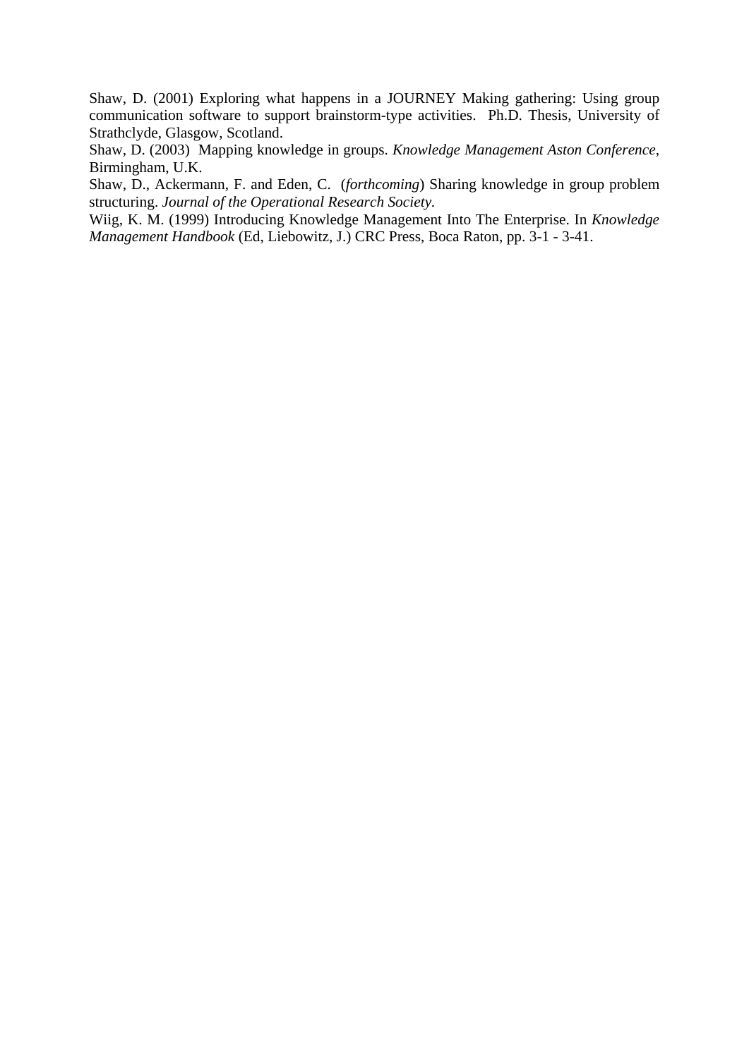Shaw, D. (2001) Exploring what happens in a JOURNEY Making gathering: Using group communication software to support brainstorm-type activities. Ph.D. Thesis, University of Strathclyde, Glasgow, Scotland.

Shaw, D. (2003) Mapping knowledge in groups. *Knowledge Management Aston Conference*, Birmingham, U.K.

Shaw, D., Ackermann, F. and Eden, C. (*forthcoming*) Sharing knowledge in group problem structuring. *Journal of the Operational Research Society*.

Wiig, K. M. (1999) Introducing Knowledge Management Into The Enterprise. In *Knowledge Management Handbook* (Ed, Liebowitz, J.) CRC Press, Boca Raton, pp. 3-1 - 3-41.